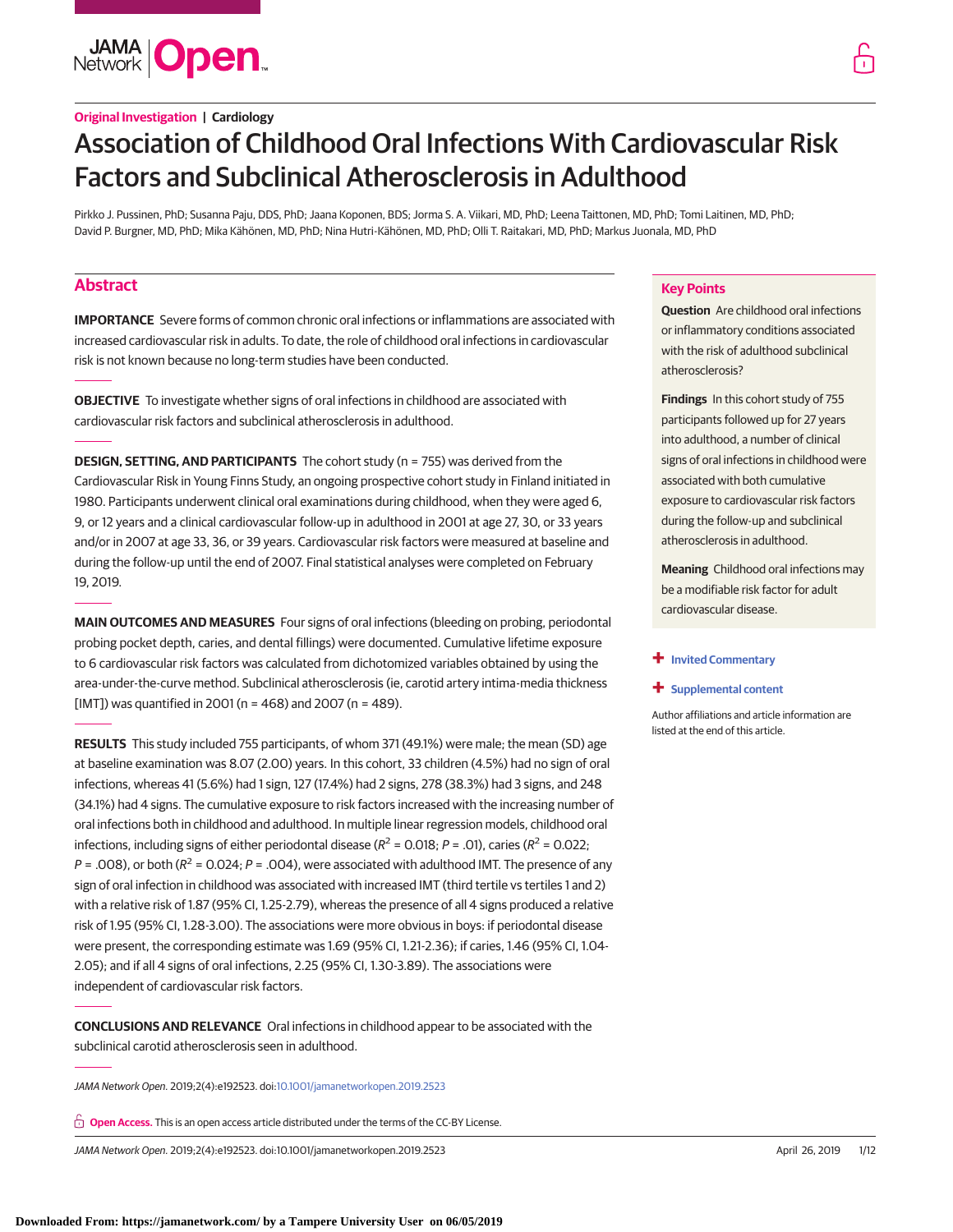Original Investigation | Cardiology

# Association of Childhood Oral Infections With Cardiovascular Risk Factors and Subclinical Atherosclerosis in Adulthood

Pirkko J. Pussinen, PhD; Susanna Paju, DDS, PhD; Jaana Koponen, BDS; Jorma S. A. Viikari, MD, PhD; Leena Taittonen, MD, PhD; Tomi Laitinen, MD, PhD; David P. Burgner, MD, PhD; Mika Kähönen, MD, PhD; Nina Hutri-Kähönen, MD, PhD; Olli T. Raitakari, MD, PhD; Markus Juonala, MD, PhD

## Abstract

**IMPORTANCE** Severe forms of common chronic oral infections or inflammations are associated with increased cardiovascular risk in adults. To date, the role of childhood oral infections in cardiovascular risk is not known because no long-term studies have been conducted.

**OBJECTIVE** To investigate whether signs of oral infections in childhood are associated with cardiovascular risk factors and subclinical atherosclerosis in adulthood.

**DESIGN, SETTING, AND PARTICIPANTS** The cohort study (n = 755) was derived from the Cardiovascular Risk in Young Finns Study, an ongoing prospective cohort study in Finland initiated in 1980. Participants underwent clinical oral examinations during childhood, when they were aged 6, 9, or 12 years and a clinical cardiovascular follow-up in adulthood in 2001 at age 27, 30, or 33 years and/or in 2007 at age 33, 36, or 39 years. Cardiovascular risk factors were measured at baseline and during the follow-up until the end of 2007. Final statistical analyses were completed on February 19, 2019.

**MAIN OUTCOMES AND MEASURES** Four signs of oral infections (bleeding on probing, periodontal probing pocket depth, caries, and dental fillings) were documented. Cumulative lifetime exposure to 6 cardiovascular risk factors was calculated from dichotomized variables obtained by using the area-under-the-curve method. Subclinical atherosclerosis (ie, carotid artery intima-media thickness [IMT]) was quantified in 2001 (n = 468) and 2007 (n = 489).

**RESULTS** This study included 755 participants, of whom 371 (49.1%) were male; the mean (SD) age at baseline examination was 8.07 (2.00) years. In this cohort, 33 children (4.5%) had no sign of oral infections, whereas 41 (5.6%) had 1 sign, 127 (17.4%) had 2 signs, 278 (38.3%) had 3 signs, and 248 (34.1%) had 4 signs. The cumulative exposure to risk factors increased with the increasing number of oral infections both in childhood and adulthood. In multiple linear regression models, childhood oral infections, including signs of either periodontal disease ($R^2$ = 0.018; $P$ = .01), caries ($R^2$ = 0.022; $P$ = .008), or both ($R^2$ = 0.024; $P$ = .004), were associated with adulthood IMT. The presence of any sign of oral infection in childhood was associated with increased IMT (third tertile vs tertiles 1 and 2) with a relative risk of 1.87 (95% CI, 1.25-2.79), whereas the presence of all 4 signs produced a relative risk of 1.95 (95% CI, 1.28-3.00). The associations were more obvious in boys: if periodontal disease were present, the corresponding estimate was 1.69 (95% CI, 1.21-2.36); if caries, 1.46 (95% CI, 1.04-2.05); and if all 4 signs of oral infections, 2.25 (95% CI, 1.30-3.89). The associations were independent of cardiovascular risk factors.

**CONCLUSIONS AND RELEVANCE** Oral infections in childhood appear to be associated with the subclinical carotid atherosclerosis seen in adulthood.

*JAMA Network Open.* 2019;2(4):e192523. doi:10.1001/jamanetworkopen.2019.2523

**Open Access.** This is an open access article distributed under the terms of the CC-BY License.

## Key Points

**Question** Are childhood oral infections or inflammatory conditions associated with the risk of adulthood subclinical atherosclerosis?

**Findings** In this cohort study of 755 participants followed up for 27 years into adulthood, a number of clinical signs of oral infections in childhood were associated with both cumulative exposure to cardiovascular risk factors during the follow-up and subclinical atherosclerosis in adulthood.

**Meaning** Childhood oral infections may be a modifiable risk factor for adult cardiovascular disease.

+ Invited Commentary

+ Supplemental content

Author affiliations and article information are listed at the end of this article.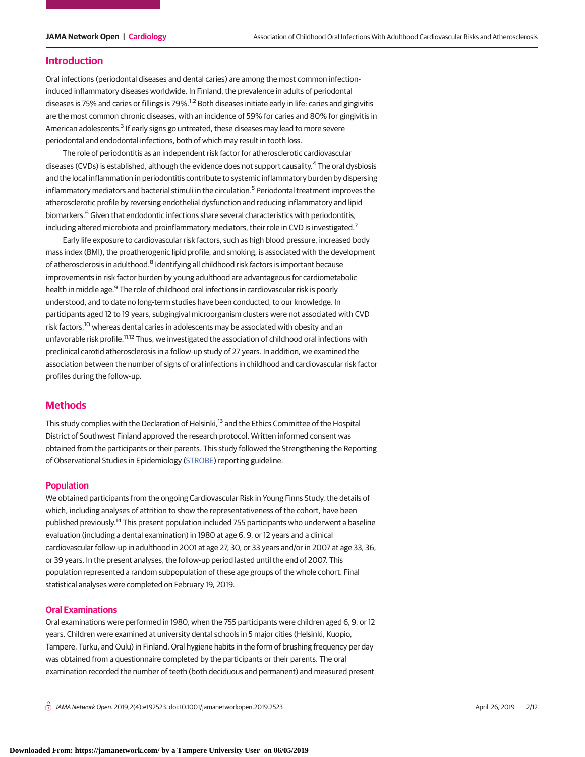## Introduction

Oral infections (periodontal diseases and dental caries) are among the most common infection-induced inflammatory diseases worldwide. In Finland, the prevalence in adults of periodontal diseases is 75% and caries or fillings is 79%.[1,2] Both diseases initiate early in life: caries and gingivitis are the most common chronic diseases, with an incidence of 59% for caries and 80% for gingivitis in American adolescents.[3] If early signs go untreated, these diseases may lead to more severe periodontal and endodontal infections, both of which may result in tooth loss.

The role of periodontitis as an independent risk factor for atherosclerotic cardiovascular diseases (CVDs) is established, although the evidence does not support causality.[4] The oral dysbiosis and the local inflammation in periodontitis contribute to systemic inflammatory burden by dispersing inflammatory mediators and bacterial stimuli in the circulation.[5] Periodontal treatment improves the atherosclerotic profile by reversing endothelial dysfunction and reducing inflammatory and lipid biomarkers.[6] Given that endodontic infections share several characteristics with periodontitis, including altered microbiota and proinflammatory mediators, their role in CVD is investigated.[7]

Early life exposure to cardiovascular risk factors, such as high blood pressure, increased body mass index (BMI), the proatherogenic lipid profile, and smoking, is associated with the development of atherosclerosis in adulthood.[8] Identifying all childhood risk factors is important because improvements in risk factor burden by young adulthood are advantageous for cardiometabolic health in middle age.[9] The role of childhood oral infections in cardiovascular risk is poorly understood, and to date no long-term studies have been conducted, to our knowledge. In participants aged 12 to 19 years, subgingival microorganism clusters were not associated with CVD risk factors,[10] whereas dental caries in adolescents may be associated with obesity and an unfavorable risk profile.[11,12] Thus, we investigated the association of childhood oral infections with preclinical carotid atherosclerosis in a follow-up study of 27 years. In addition, we examined the association between the number of signs of oral infections in childhood and cardiovascular risk factor profiles during the follow-up.

## Methods

This study complies with the Declaration of Helsinki,[13] and the Ethics Committee of the Hospital District of Southwest Finland approved the research protocol. Written informed consent was obtained from the participants or their parents. This study followed the Strengthening the Reporting of Observational Studies in Epidemiology (STROBE) reporting guideline.

### Population

We obtained participants from the ongoing Cardiovascular Risk in Young Finns Study, the details of which, including analyses of attrition to show the representativeness of the cohort, have been published previously.[14] This present population included 755 participants who underwent a baseline evaluation (including a dental examination) in 1980 at age 6, 9, or 12 years and a clinical cardiovascular follow-up in adulthood in 2001 at age 27, 30, or 33 years and/or in 2007 at age 33, 36, or 39 years. In the present analyses, the follow-up period lasted until the end of 2007. This population represented a random subpopulation of these age groups of the whole cohort. Final statistical analyses were completed on February 19, 2019.

### Oral Examinations

Oral examinations were performed in 1980, when the 755 participants were children aged 6, 9, or 12 years. Children were examined at university dental schools in 5 major cities (Helsinki, Kuopio, Tampere, Turku, and Oulu) in Finland. Oral hygiene habits in the form of brushing frequency per day was obtained from a questionnaire completed by the participants or their parents. The oral examination recorded the number of teeth (both deciduous and permanent) and measured present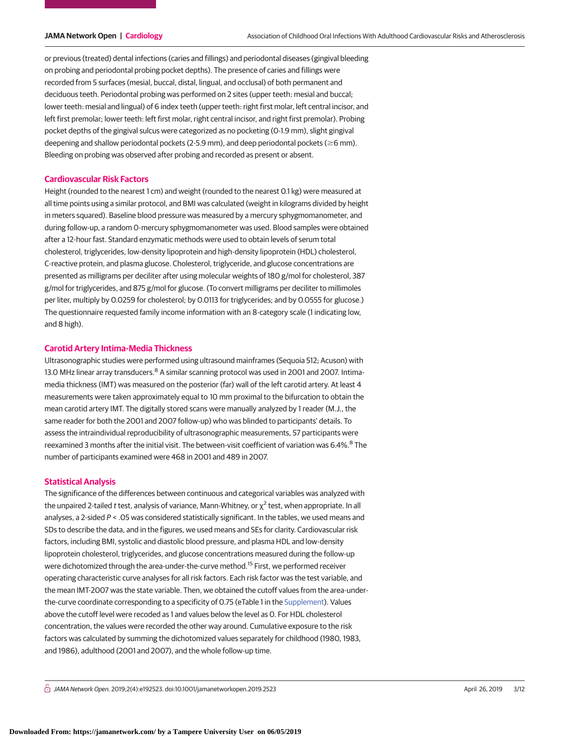or previous (treated) dental infections (caries and fillings) and periodontal diseases (gingival bleeding on probing and periodontal probing pocket depths). The presence of caries and fillings were recorded from 5 surfaces (mesial, buccal, distal, lingual, and occlusal) of both permanent and deciduous teeth. Periodontal probing was performed on 2 sites (upper teeth: mesial and buccal; lower teeth: mesial and lingual) of 6 index teeth (upper teeth: right first molar, left central incisor, and left first premolar; lower teeth: left first molar, right central incisor, and right first premolar). Probing pocket depths of the gingival sulcus were categorized as no pocketing (0-1.9 mm), slight gingival deepening and shallow periodontal pockets (2-5.9 mm), and deep periodontal pockets (≥6 mm). Bleeding on probing was observed after probing and recorded as present or absent.

## Cardiovascular Risk Factors

Height (rounded to the nearest 1 cm) and weight (rounded to the nearest 0.1 kg) were measured at all time points using a similar protocol, and BMI was calculated (weight in kilograms divided by height in meters squared). Baseline blood pressure was measured by a mercury sphygmomanometer, and during follow-up, a random 0-mercury sphygmomanometer was used. Blood samples were obtained after a 12-hour fast. Standard enzymatic methods were used to obtain levels of serum total cholesterol, triglycerides, low-density lipoprotein and high-density lipoprotein (HDL) cholesterol, C-reactive protein, and plasma glucose. Cholesterol, triglyceride, and glucose concentrations are presented as milligrams per deciliter after using molecular weights of 180 g/mol for cholesterol, 387 g/mol for triglycerides, and 875 g/mol for glucose. (To convert milligrams per deciliter to millimoles per liter, multiply by 0.0259 for cholesterol; by 0.0113 for triglycerides; and by 0.0555 for glucose.) The questionnaire requested family income information with an 8-category scale (1 indicating low, and 8 high).

## Carotid Artery Intima-Media Thickness

Ultrasonographic studies were performed using ultrasound mainframes (Sequoia 512; Acuson) with 13.0 MHz linear array transducers.[8] A similar scanning protocol was used in 2001 and 2007. Intima-media thickness (IMT) was measured on the posterior (far) wall of the left carotid artery. At least 4 measurements were taken approximately equal to 10 mm proximal to the bifurcation to obtain the mean carotid artery IMT. The digitally stored scans were manually analyzed by 1 reader (M.J., the same reader for both the 2001 and 2007 follow-up) who was blinded to participants' details. To assess the intraindividual reproducibility of ultrasonographic measurements, 57 participants were reexamined 3 months after the initial visit. The between-visit coefficient of variation was 6.4%.[8] The number of participants examined were 468 in 2001 and 489 in 2007.

## Statistical Analysis

The significance of the differences between continuous and categorical variables was analyzed with the unpaired 2-tailed *t* test, analysis of variance, Mann-Whitney, or $\chi^2$ test, when appropriate. In all analyses, a 2-sided $P < .05$ was considered statistically significant. In the tables, we used means and SDs to describe the data, and in the figures, we used means and SEs for clarity. Cardiovascular risk factors, including BMI, systolic and diastolic blood pressure, and plasma HDL and low-density lipoprotein cholesterol, triglycerides, and glucose concentrations measured during the follow-up were dichotomized through the area-under-the-curve method.[15] First, we performed receiver operating characteristic curve analyses for all risk factors. Each risk factor was the test variable, and the mean IMT-2007 was the state variable. Then, we obtained the cutoff values from the area-under-the-curve coordinate corresponding to a specificity of 0.75 (eTable 1 in the Supplement). Values above the cutoff level were recoded as 1 and values below the level as 0. For HDL cholesterol concentration, the values were recorded the other way around. Cumulative exposure to the risk factors was calculated by summing the dichotomized values separately for childhood (1980, 1983, and 1986), adulthood (2001 and 2007), and the whole follow-up time.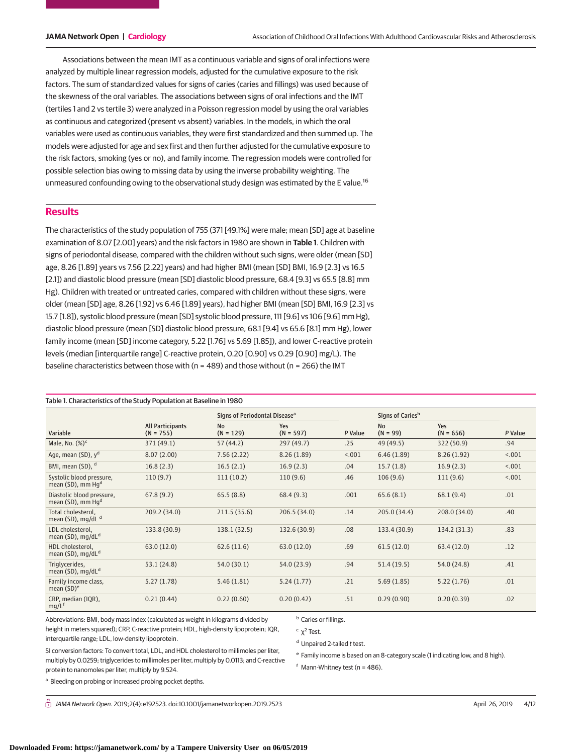Associations between the mean IMT as a continuous variable and signs of oral infections were analyzed by multiple linear regression models, adjusted for the cumulative exposure to the risk factors. The sum of standardized values for signs of caries (caries and fillings) was used because of the skewness of the oral variables. The associations between signs of oral infections and the IMT (tertiles 1 and 2 vs tertile 3) were analyzed in a Poisson regression model by using the oral variables as continuous and categorized (present vs absent) variables. In the models, in which the oral variables were used as continuous variables, they were first standardized and then summed up. The models were adjusted for age and sex first and then further adjusted for the cumulative exposure to the risk factors, smoking (yes or no), and family income. The regression models were controlled for possible selection bias owing to missing data by using the inverse probability weighting. The unmeasured confounding owing to the observational study design was estimated by the E value.[16]

## Results

The characteristics of the study population of 755 (371 [49.1%] were male; mean [SD] age at baseline examination of 8.07 [2.00] years) and the risk factors in 1980 are shown in **Table 1**. Children with signs of periodontal disease, compared with the children without such signs, were older (mean [SD] age, 8.26 [1.89] years vs 7.56 [2.22] years) and had higher BMI (mean [SD] BMI, 16.9 [2.3] vs 16.5 [2.1]) and diastolic blood pressure (mean [SD] diastolic blood pressure, 68.4 [9.3] vs 65.5 [8.8] mm Hg). Children with treated or untreated caries, compared with children without these signs, were older (mean [SD] age, 8.26 [1.92] vs 6.46 [1.89] years), had higher BMI (mean [SD] BMI, 16.9 [2.3] vs 15.7 [1.8]), systolic blood pressure (mean [SD] systolic blood pressure, 111 [9.6] vs 106 [9.6] mm Hg), diastolic blood pressure (mean [SD] diastolic blood pressure, 68.1 [9.4] vs 65.6 [8.1] mm Hg), lower family income (mean [SD] income category, 5.22 [1.76] vs 5.69 [1.85]), and lower C-reactive protein levels (median [interquartile range] C-reactive protein, 0.20 [0.90] vs 0.29 [0.90] mg/L). The baseline characteristics between those with (n = 489) and those without (n = 266) the IMT

Table 1. Characteristics of the Study Population at Baseline in 1980

| Variable | All Participants (N = 755) | Signs of Periodontal Disease[a] No (N = 129) | Signs of Periodontal Disease[a] Yes (N = 597) | *P* Value | Signs of Caries[b] No (N = 99) | Signs of Caries[b] Yes (N = 656) | *P* Value |
|---|---|---|---|---|---|---|---|
| Male, No. (%)[c] | 371 (49.1) | 57 (44.2) | 297 (49.7) | .25 | 49 (49.5) | 322 (50.9) | .94 |
| Age, mean (SD), y[d] | 8.07 (2.00) | 7.56 (2.22) | 8.26 (1.89) | <.001 | 6.46 (1.89) | 8.26 (1.92) | <.001 |
| BMI, mean (SD), [d] | 16.8 (2.3) | 16.5 (2.1) | 16.9 (2.3) | .04 | 15.7 (1.8) | 16.9 (2.3) | <.001 |
| Systolic blood pressure, mean (SD), mm Hg[d] | 110 (9.7) | 111 (10.2) | 110 (9.6) | .46 | 106 (9.6) | 111 (9.6) | <.001 |
| Diastolic blood pressure, mean (SD), mm Hg[d] | 67.8 (9.2) | 65.5 (8.8) | 68.4 (9.3) | .001 | 65.6 (8.1) | 68.1 (9.4) | .01 |
| Total cholesterol, mean (SD), mg/dL [d] | 209.2 (34.0) | 211.5 (35.6) | 206.5 (34.0) | .14 | 205.0 (34.4) | 208.0 (34.0) | .40 |
| LDL cholesterol, mean (SD), mg/dL[d] | 133.8 (30.9) | 138.1 (32.5) | 132.6 (30.9) | .08 | 133.4 (30.9) | 134.2 (31.3) | .83 |
| HDL cholesterol, mean (SD), mg/dL[d] | 63.0 (12.0) | 62.6 (11.6) | 63.0 (12.0) | .69 | 61.5 (12.0) | 63.4 (12.0) | .12 |
| Triglycerides, mean (SD), mg/dL[d] | 53.1 (24.8) | 54.0 (30.1) | 54.0 (23.9) | .94 | 51.4 (19.5) | 54.0 (24.8) | .41 |
| Family income class, mean (SD)[e] | 5.27 (1.78) | 5.46 (1.81) | 5.24 (1.77) | .21 | 5.69 (1.85) | 5.22 (1.76) | .01 |
| CRP, median (IQR), mg/L[f] | 0.21 (0.44) | 0.22 (0.60) | 0.20 (0.42) | .51 | 0.29 (0.90) | 0.20 (0.39) | .02 |

Abbreviations: BMI, body mass index (calculated as weight in kilograms divided by height in meters squared); CRP, C-reactive protein; HDL, high-density lipoprotein; IQR, interquartile range; LDL, low-density lipoprotein.

SI conversion factors: To convert total, LDL, and HDL cholesterol to millimoles per liter, multiply by 0.0259; triglycerides to millimoles per liter, multiply by 0.0113; and C-reactive protein to nanomoles per liter, multiply by 9.524.

[a] Bleeding on probing or increased probing pocket depths.

[b] Caries or fillings.

[c] $\chi^2$ Test.

[d] Unpaired 2-tailed *t* test.

[e] Family income is based on an 8-category scale (1 indicating low, and 8 high).

[f] Mann-Whitney test (n = 486).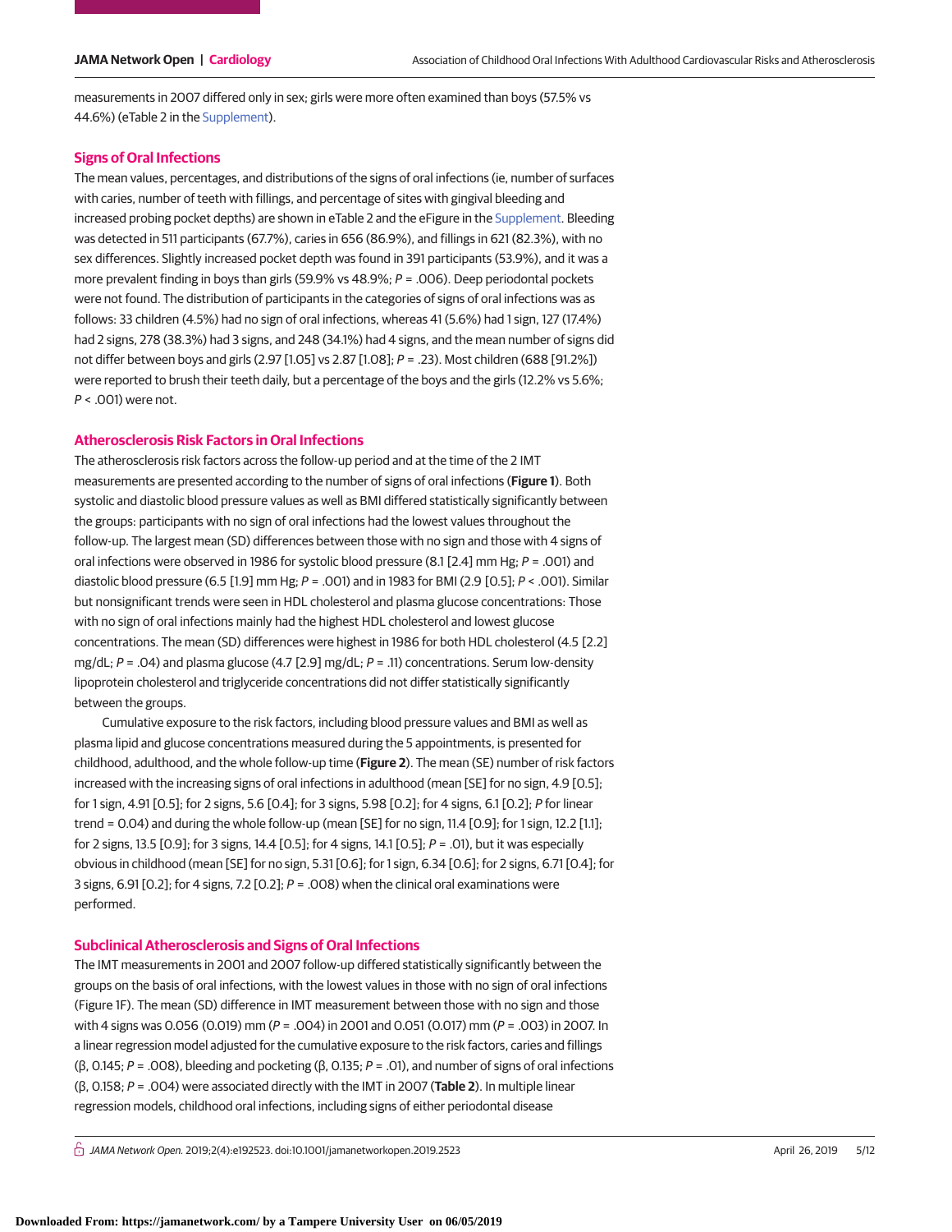measurements in 2007 differed only in sex; girls were more often examined than boys (57.5% vs 44.6%) (eTable 2 in the Supplement).

## Signs of Oral Infections

The mean values, percentages, and distributions of the signs of oral infections (ie, number of surfaces with caries, number of teeth with fillings, and percentage of sites with gingival bleeding and increased probing pocket depths) are shown in eTable 2 and the eFigure in the Supplement. Bleeding was detected in 511 participants (67.7%), caries in 656 (86.9%), and fillings in 621 (82.3%), with no sex differences. Slightly increased pocket depth was found in 391 participants (53.9%), and it was a more prevalent finding in boys than girls (59.9% vs 48.9%; *P* = .006). Deep periodontal pockets were not found. The distribution of participants in the categories of signs of oral infections was as follows: 33 children (4.5%) had no sign of oral infections, whereas 41 (5.6%) had 1 sign, 127 (17.4%) had 2 signs, 278 (38.3%) had 3 signs, and 248 (34.1%) had 4 signs, and the mean number of signs did not differ between boys and girls (2.97 [1.05] vs 2.87 [1.08]; *P* = .23). Most children (688 [91.2%]) were reported to brush their teeth daily, but a percentage of the boys and the girls (12.2% vs 5.6%; *P* < .001) were not.

## Atherosclerosis Risk Factors in Oral Infections

The atherosclerosis risk factors across the follow-up period and at the time of the 2 IMT measurements are presented according to the number of signs of oral infections (**Figure 1**). Both systolic and diastolic blood pressure values as well as BMI differed statistically significantly between the groups: participants with no sign of oral infections had the lowest values throughout the follow-up. The largest mean (SD) differences between those with no sign and those with 4 signs of oral infections were observed in 1986 for systolic blood pressure (8.1 [2.4] mm Hg; *P* = .001) and diastolic blood pressure (6.5 [1.9] mm Hg; *P* = .001) and in 1983 for BMI (2.9 [0.5]; *P* < .001). Similar but nonsignificant trends were seen in HDL cholesterol and plasma glucose concentrations: Those with no sign of oral infections mainly had the highest HDL cholesterol and lowest glucose concentrations. The mean (SD) differences were highest in 1986 for both HDL cholesterol (4.5 [2.2] mg/dL; *P* = .04) and plasma glucose (4.7 [2.9] mg/dL; *P* = .11) concentrations. Serum low-density lipoprotein cholesterol and triglyceride concentrations did not differ statistically significantly between the groups.

Cumulative exposure to the risk factors, including blood pressure values and BMI as well as plasma lipid and glucose concentrations measured during the 5 appointments, is presented for childhood, adulthood, and the whole follow-up time (**Figure 2**). The mean (SE) number of risk factors increased with the increasing signs of oral infections in adulthood (mean [SE] for no sign, 4.9 [0.5]; for 1 sign, 4.91 [0.5]; for 2 signs, 5.6 [0.4]; for 3 signs, 5.98 [0.2]; for 4 signs, 6.1 [0.2]; *P* for linear trend = 0.04) and during the whole follow-up (mean [SE] for no sign, 11.4 [0.9]; for 1 sign, 12.2 [1.1]; for 2 signs, 13.5 [0.9]; for 3 signs, 14.4 [0.5]; for 4 signs, 14.1 [0.5]; *P* = .01), but it was especially obvious in childhood (mean [SE] for no sign, 5.31 [0.6]; for 1 sign, 6.34 [0.6]; for 2 signs, 6.71 [0.4]; for 3 signs, 6.91 [0.2]; for 4 signs, 7.2 [0.2]; *P* = .008) when the clinical oral examinations were performed.

## Subclinical Atherosclerosis and Signs of Oral Infections

The IMT measurements in 2001 and 2007 follow-up differed statistically significantly between the groups on the basis of oral infections, with the lowest values in those with no sign of oral infections (Figure 1F). The mean (SD) difference in IMT measurement between those with no sign and those with 4 signs was 0.056 (0.019) mm (*P* = .004) in 2001 and 0.051 (0.017) mm (*P* = .003) in 2007. In a linear regression model adjusted for the cumulative exposure to the risk factors, caries and fillings (β, 0.145; *P* = .008), bleeding and pocketing (β, 0.135; *P* = .01), and number of signs of oral infections (β, 0.158; *P* = .004) were associated directly with the IMT in 2007 (**Table 2**). In multiple linear regression models, childhood oral infections, including signs of either periodontal disease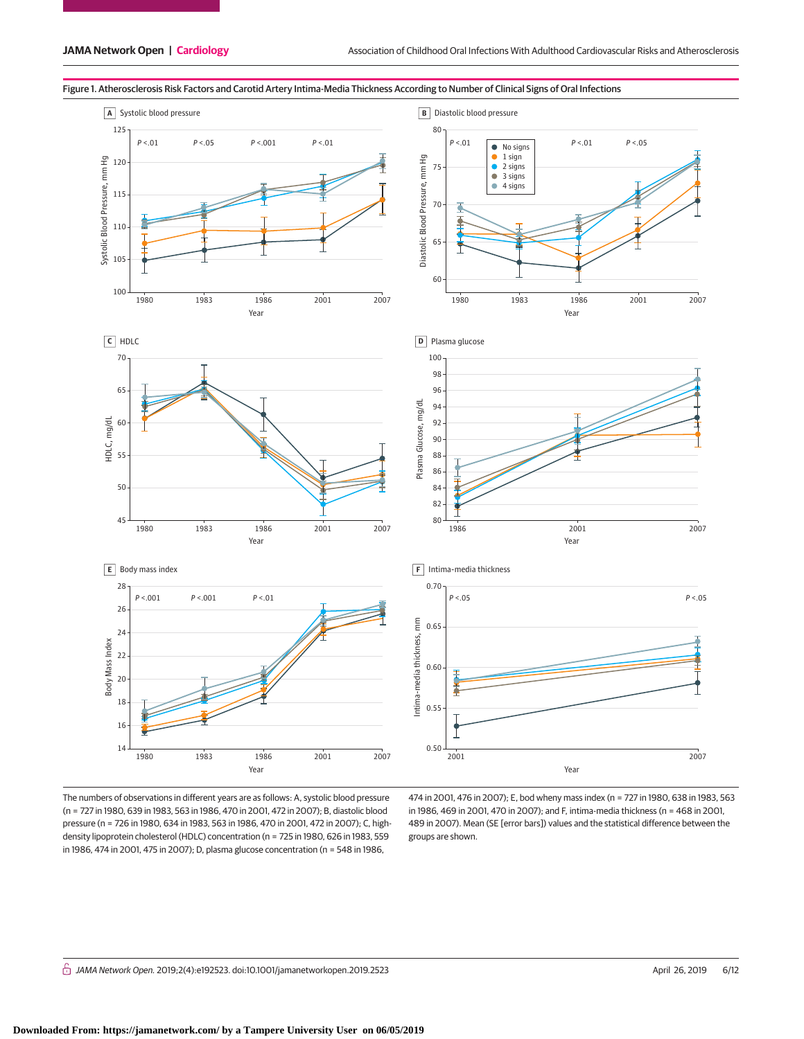Figure 1. Atherosclerosis Risk Factors and Carotid Artery Intima-Media Thickness According to Number of Clinical Signs of Oral Infections

The numbers of observations in different years are as follows: A, systolic blood pressure (n = 727 in 1980, 639 in 1983, 563 in 1986, 470 in 2001, 472 in 2007); B, diastolic blood pressure (n = 726 in 1980, 634 in 1983, 563 in 1986, 470 in 2001, 472 in 2007); C, high-density lipoprotein cholesterol (HDLC) concentration (n = 725 in 1980, 626 in 1983, 559 in 1986, 474 in 2001, 475 in 2007); D, plasma glucose concentration (n = 548 in 1986, 474 in 2001, 476 in 2007); E, bod wheny mass index (n = 727 in 1980, 638 in 1983, 563 in 1986, 469 in 2001, 470 in 2007); and F, intima-media thickness (n = 468 in 2001, 489 in 2007). Mean (SE [error bars]) values and the statistical difference between the groups are shown.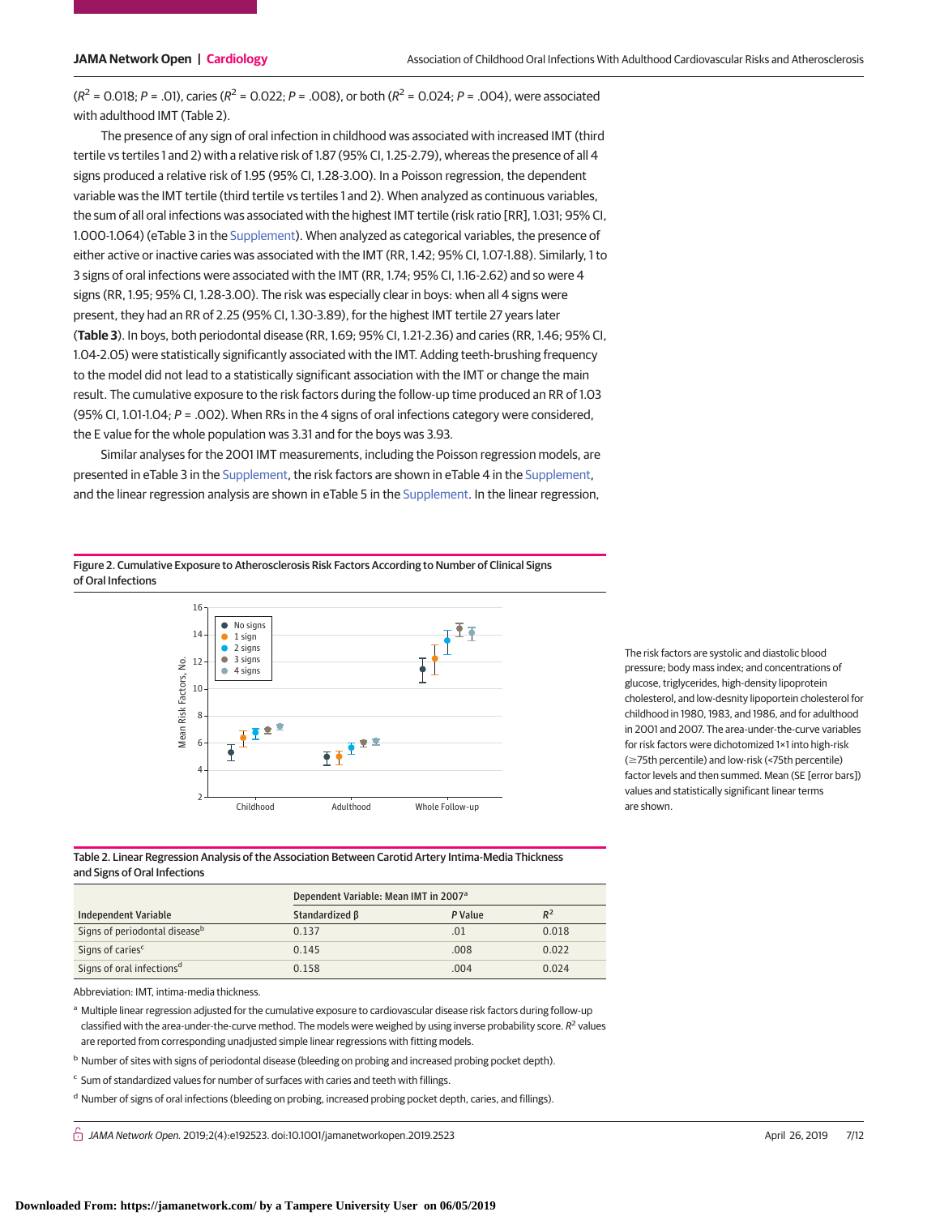($R^2$ = 0.018; $P$ = .01), caries ($R^2$ = 0.022; $P$ = .008), or both ($R^2$ = 0.024; $P$ = .004), were associated with adulthood IMT (Table 2).

The presence of any sign of oral infection in childhood was associated with increased IMT (third tertile vs tertiles 1 and 2) with a relative risk of 1.87 (95% CI, 1.25-2.79), whereas the presence of all 4 signs produced a relative risk of 1.95 (95% CI, 1.28-3.00). In a Poisson regression, the dependent variable was the IMT tertile (third tertile vs tertiles 1 and 2). When analyzed as continuous variables, the sum of all oral infections was associated with the highest IMT tertile (risk ratio [RR], 1.031; 95% CI, 1.000-1.064) (eTable 3 in the Supplement). When analyzed as categorical variables, the presence of either active or inactive caries was associated with the IMT (RR, 1.42; 95% CI, 1.07-1.88). Similarly, 1 to 3 signs of oral infections were associated with the IMT (RR, 1.74; 95% CI, 1.16-2.62) and so were 4 signs (RR, 1.95; 95% CI, 1.28-3.00). The risk was especially clear in boys: when all 4 signs were present, they had an RR of 2.25 (95% CI, 1.30-3.89), for the highest IMT tertile 27 years later (**Table 3**). In boys, both periodontal disease (RR, 1.69; 95% CI, 1.21-2.36) and caries (RR, 1.46; 95% CI, 1.04-2.05) were statistically significantly associated with the IMT. Adding teeth-brushing frequency to the model did not lead to a statistically significant association with the IMT or change the main result. The cumulative exposure to the risk factors during the follow-up time produced an RR of 1.03 (95% CI, 1.01-1.04; $P$ = .002). When RRs in the 4 signs of oral infections category were considered, the E value for the whole population was 3.31 and for the boys was 3.93.

Similar analyses for the 2001 IMT measurements, including the Poisson regression models, are presented in eTable 3 in the Supplement, the risk factors are shown in eTable 4 in the Supplement, and the linear regression analysis are shown in eTable 5 in the Supplement. In the linear regression,

Figure 2. Cumulative Exposure to Atherosclerosis Risk Factors According to Number of Clinical Signs of Oral Infections

The risk factors are systolic and diastolic blood pressure; body mass index; and concentrations of glucose, triglycerides, high-density lipoprotein cholesterol, and low-desnity lipoportein cholesterol for childhood in 1980, 1983, and 1986, and for adulthood in 2001 and 2007. The area-under-the-curve variables for risk factors were dichotomized 1×1 into high-risk (≥75th percentile) and low-risk (<75th percentile) factor levels and then summed. Mean (SE [error bars]) values and statistically significant linear terms are shown.

Table 2. Linear Regression Analysis of the Association Between Carotid Artery Intima-Media Thickness and Signs of Oral Infections

| Independent Variable | Dependent Variable: Mean IMT in 2007[a] | | |
|---|---|---|---|
| | Standardized β | P Value | $R^2$ |
| Signs of periodontal disease[b] | 0.137 | .01 | 0.018 |
| Signs of caries[c] | 0.145 | .008 | 0.022 |
| Signs of oral infections[d] | 0.158 | .004 | 0.024 |

Abbreviation: IMT, intima-media thickness.

[a] Multiple linear regression adjusted for the cumulative exposure to cardiovascular disease risk factors during follow-up classified with the area-under-the-curve method. The models were weighed by using inverse probability score. $R^2$ values are reported from corresponding unadjusted simple linear regressions with fitting models.

[b] Number of sites with signs of periodontal disease (bleeding on probing and increased probing pocket depth).

[c] Sum of standardized values for number of surfaces with caries and teeth with fillings.

[d] Number of signs of oral infections (bleeding on probing, increased probing pocket depth, caries, and fillings).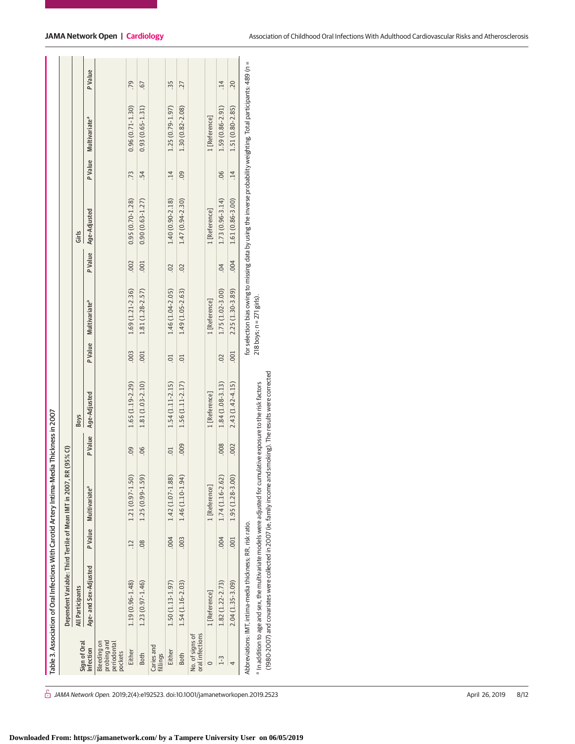Table 3. Association of Oral Infections With Carotid Artery Intima-Media Thickness in 2007

| Sign of Oral Infection | Dependent Variable: Third Tertile of Mean IMT in 2007, RR (95% CI) | | | | | | | | | | | |
|---|---|---|---|---|---|---|---|---|---|---|---|---|
| | All Participants | | | | Boys | | | | Girls | | | |
| | Age- and Sex-Adjusted | P Value | Multivariate[a] | P Value | Age-Adjusted | P Value | Multivariate[a] | P Value | Age-Adjusted | P Value | Multivariate[a] | P Value |
| Bleeding on probing and periodontal pockets | | | | | | | | | | | | |
| Either | 1.19 (0.96-1.48) | .12 | 1.21 (0.97-1.50) | .09 | 1.65 (1.19-2.29) | .003 | 1.69 (1.21-2.36) | .002 | 0.95 (0.70-1.28) | .73 | 0.96 (0.71-1.30) | .79 |
| Both | 1.23 (0.97-1.46) | .08 | 1.25 (0.99-1.59) | .06 | 1.81 (1.03-2.10) | .001 | 1.81 (1.28-2.57) | .001 | 0.90 (0.63-1.27) | .54 | 0.93 (0.65-1.31) | .67 |
| Caries and fillings | | | | | | | | | | | | |
| Either | 1.50 (1.13-1.97) | .004 | 1.42 (1.07-1.88) | .01 | 1.54 (1.11-2.15) | .01 | 1.46 (1.04-2.05) | .02 | 1.40 (0.90-2.18) | .14 | 1.25 (0.79-1.97) | .35 |
| Both | 1.54 (1.16-2.03) | .003 | 1.46 (1.10-1.94) | .009 | 1.56 (1.11-2.17) | .01 | 1.49 (1.05-2.63) | .02 | 1.47 (0.94-2.30) | .09 | 1.30 (0.82-2.08) | .27 |
| No. of signs of oral infections | | | | | | | | | | | | |
| 0 | 1 [Reference] | | 1 [Reference] | | 1 [Reference] | | 1 [Reference] | | 1 [Reference] | | 1 [Reference] | |
| 1-3 | 1.82 (1.22-2.73) | .004 | 1.74 (1.16-2.62) | .008 | 1.84 (1.08-3.13) | .02 | 1.75 (1.02-3.00) | .04 | 1.73 (0.96-3.14) | .06 | 1.59 (0.86-2.91) | .14 |
| 4 | 2.04 (1.35-3.09) | .001 | 1.95 (1.28-3.00) | .002 | 2.43 (1.42-4.15) | .001 | 2.25 (1.30-3.89) | .004 | 1.61 (0.86-3.00) | .14 | 1.51 (0.80-2.85) | .20 |

Abbreviations: IMT, intima-media thickness; RR, risk ratio.

[a] In addition to age and sex, the multivariate models were adjusted for cumulative exposure to the risk factors (1980-2007) and covariates were collected in 2007 (ie, family income and smoking). The results were corrected for selection bias owing to missing data by using the inverse probability weighting. Total participants: 489 (n = 218 boys; n = 271 girls).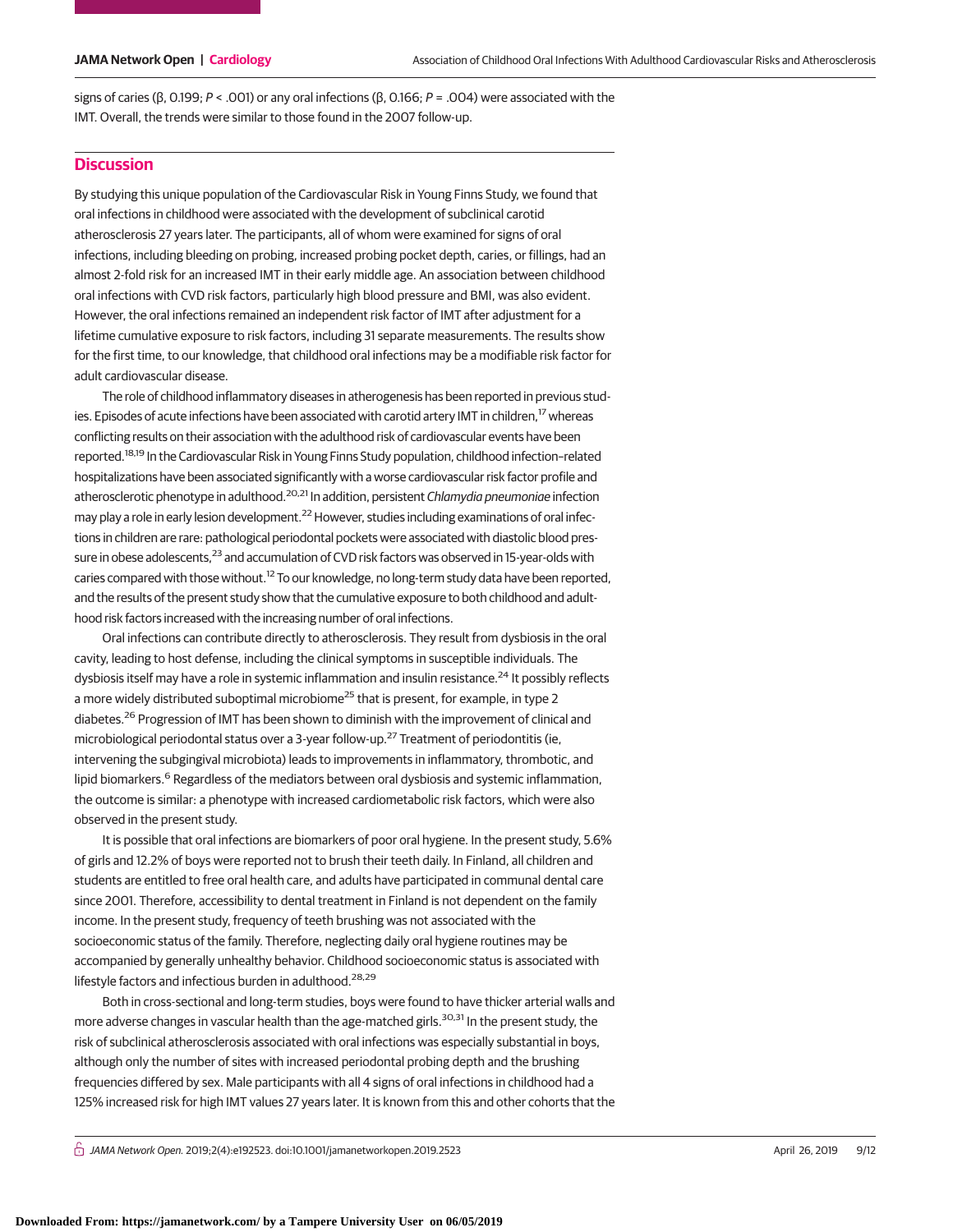signs of caries (β, 0.199; $P < .001$) or any oral infections (β, 0.166; $P = .004$) were associated with the IMT. Overall, the trends were similar to those found in the 2007 follow-up.

## Discussion

By studying this unique population of the Cardiovascular Risk in Young Finns Study, we found that oral infections in childhood were associated with the development of subclinical carotid atherosclerosis 27 years later. The participants, all of whom were examined for signs of oral infections, including bleeding on probing, increased probing pocket depth, caries, or fillings, had an almost 2-fold risk for an increased IMT in their early middle age. An association between childhood oral infections with CVD risk factors, particularly high blood pressure and BMI, was also evident. However, the oral infections remained an independent risk factor of IMT after adjustment for a lifetime cumulative exposure to risk factors, including 31 separate measurements. The results show for the first time, to our knowledge, that childhood oral infections may be a modifiable risk factor for adult cardiovascular disease.

The role of childhood inflammatory diseases in atherogenesis has been reported in previous studies. Episodes of acute infections have been associated with carotid artery IMT in children,[17] whereas conflicting results on their association with the adulthood risk of cardiovascular events have been reported.[18,19] In the Cardiovascular Risk in Young Finns Study population, childhood infection–related hospitalizations have been associated significantly with a worse cardiovascular risk factor profile and atherosclerotic phenotype in adulthood.[20,21] In addition, persistent *Chlamydia pneumoniae* infection may play a role in early lesion development.[22] However, studies including examinations of oral infections in children are rare: pathological periodontal pockets were associated with diastolic blood pressure in obese adolescents,[23] and accumulation of CVD risk factors was observed in 15-year-olds with caries compared with those without.[12] To our knowledge, no long-term study data have been reported, and the results of the present study show that the cumulative exposure to both childhood and adulthood risk factors increased with the increasing number of oral infections.

Oral infections can contribute directly to atherosclerosis. They result from dysbiosis in the oral cavity, leading to host defense, including the clinical symptoms in susceptible individuals. The dysbiosis itself may have a role in systemic inflammation and insulin resistance.[24] It possibly reflects a more widely distributed suboptimal microbiome[25] that is present, for example, in type 2 diabetes.[26] Progression of IMT has been shown to diminish with the improvement of clinical and microbiological periodontal status over a 3-year follow-up.[27] Treatment of periodontitis (ie, intervening the subgingival microbiota) leads to improvements in inflammatory, thrombotic, and lipid biomarkers.[6] Regardless of the mediators between oral dysbiosis and systemic inflammation, the outcome is similar: a phenotype with increased cardiometabolic risk factors, which were also observed in the present study.

It is possible that oral infections are biomarkers of poor oral hygiene. In the present study, 5.6% of girls and 12.2% of boys were reported not to brush their teeth daily. In Finland, all children and students are entitled to free oral health care, and adults have participated in communal dental care since 2001. Therefore, accessibility to dental treatment in Finland is not dependent on the family income. In the present study, frequency of teeth brushing was not associated with the socioeconomic status of the family. Therefore, neglecting daily oral hygiene routines may be accompanied by generally unhealthy behavior. Childhood socioeconomic status is associated with lifestyle factors and infectious burden in adulthood.[28,29]

Both in cross-sectional and long-term studies, boys were found to have thicker arterial walls and more adverse changes in vascular health than the age-matched girls.[30,31] In the present study, the risk of subclinical atherosclerosis associated with oral infections was especially substantial in boys, although only the number of sites with increased periodontal probing depth and the brushing frequencies differed by sex. Male participants with all 4 signs of oral infections in childhood had a 125% increased risk for high IMT values 27 years later. It is known from this and other cohorts that the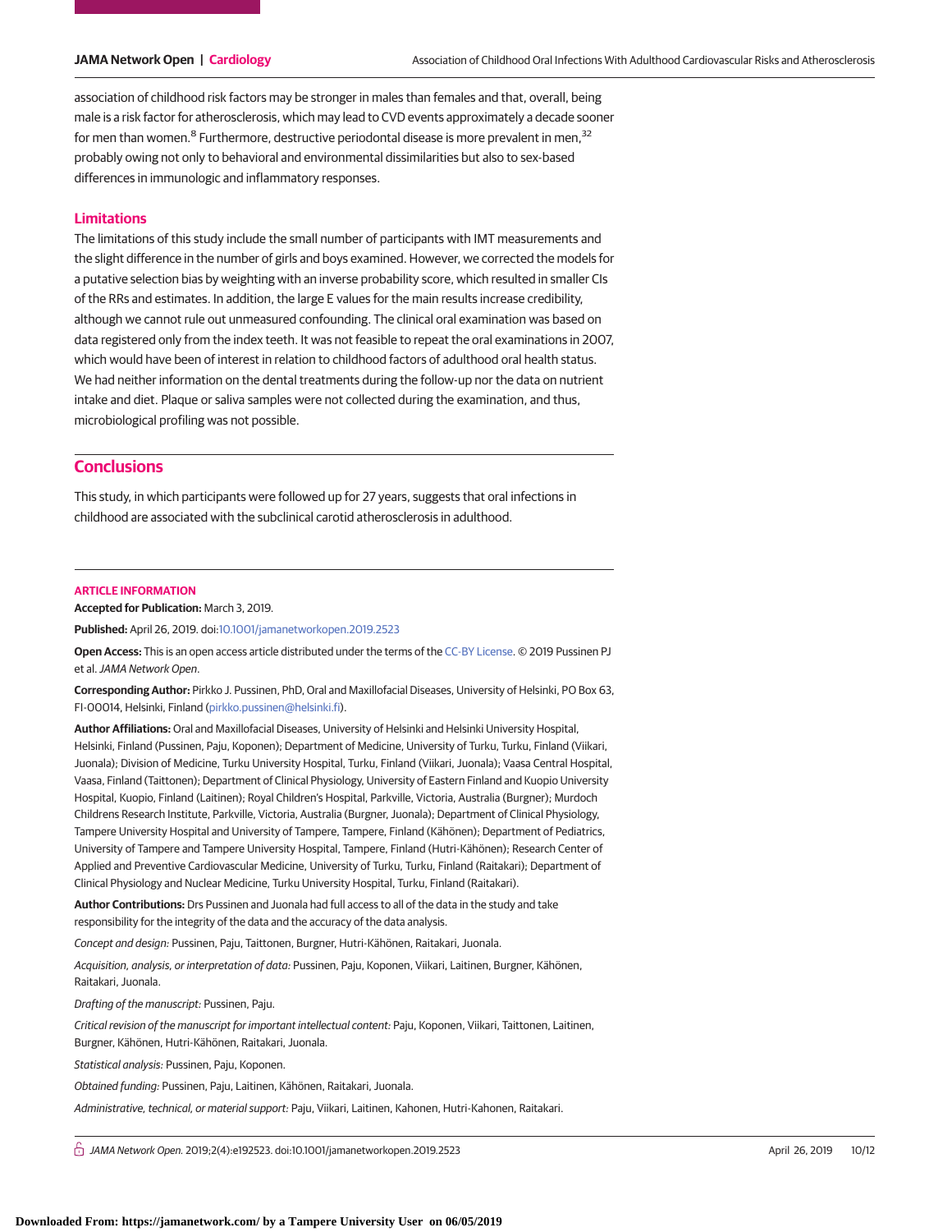association of childhood risk factors may be stronger in males than females and that, overall, being male is a risk factor for atherosclerosis, which may lead to CVD events approximately a decade sooner for men than women.[8] Furthermore, destructive periodontal disease is more prevalent in men,[32] probably owing not only to behavioral and environmental dissimilarities but also to sex-based differences in immunologic and inflammatory responses.

### Limitations

The limitations of this study include the small number of participants with IMT measurements and the slight difference in the number of girls and boys examined. However, we corrected the models for a putative selection bias by weighting with an inverse probability score, which resulted in smaller CIs of the RRs and estimates. In addition, the large E values for the main results increase credibility, although we cannot rule out unmeasured confounding. The clinical oral examination was based on data registered only from the index teeth. It was not feasible to repeat the oral examinations in 2007, which would have been of interest in relation to childhood factors of adulthood oral health status. We had neither information on the dental treatments during the follow-up nor the data on nutrient intake and diet. Plaque or saliva samples were not collected during the examination, and thus, microbiological profiling was not possible.

## Conclusions

This study, in which participants were followed up for 27 years, suggests that oral infections in childhood are associated with the subclinical carotid atherosclerosis in adulthood.

### ARTICLE INFORMATION

**Accepted for Publication:** March 3, 2019.

**Published:** April 26, 2019. doi:10.1001/jamanetworkopen.2019.2523

**Open Access:** This is an open access article distributed under the terms of the CC-BY License. © 2019 Pussinen PJ et al. *JAMA Network Open*.

**Corresponding Author:** Pirkko J. Pussinen, PhD, Oral and Maxillofacial Diseases, University of Helsinki, PO Box 63, FI-00014, Helsinki, Finland (pirkko.pussinen@helsinki.fi).

**Author Affiliations:** Oral and Maxillofacial Diseases, University of Helsinki and Helsinki University Hospital, Helsinki, Finland (Pussinen, Paju, Koponen); Department of Medicine, University of Turku, Turku, Finland (Viikari, Juonala); Division of Medicine, Turku University Hospital, Turku, Finland (Viikari, Juonala); Vaasa Central Hospital, Vaasa, Finland (Taittonen); Department of Clinical Physiology, University of Eastern Finland and Kuopio University Hospital, Kuopio, Finland (Laitinen); Royal Children's Hospital, Parkville, Victoria, Australia (Burgner); Murdoch Childrens Research Institute, Parkville, Victoria, Australia (Burgner, Juonala); Department of Clinical Physiology, Tampere University Hospital and University of Tampere, Tampere, Finland (Kähönen); Department of Pediatrics, University of Tampere and Tampere University Hospital, Tampere, Finland (Hutri-Kähönen); Research Center of Applied and Preventive Cardiovascular Medicine, University of Turku, Turku, Finland (Raitakari); Department of Clinical Physiology and Nuclear Medicine, Turku University Hospital, Turku, Finland (Raitakari).

**Author Contributions:** Drs Pussinen and Juonala had full access to all of the data in the study and take responsibility for the integrity of the data and the accuracy of the data analysis.

*Concept and design:* Pussinen, Paju, Taittonen, Burgner, Hutri-Kähönen, Raitakari, Juonala.

*Acquisition, analysis, or interpretation of data:* Pussinen, Paju, Koponen, Viikari, Laitinen, Burgner, Kähönen, Raitakari, Juonala.

*Drafting of the manuscript:* Pussinen, Paju.

*Critical revision of the manuscript for important intellectual content:* Paju, Koponen, Viikari, Taittonen, Laitinen, Burgner, Kähönen, Hutri-Kähönen, Raitakari, Juonala.

*Statistical analysis:* Pussinen, Paju, Koponen.

*Obtained funding:* Pussinen, Paju, Laitinen, Kähönen, Raitakari, Juonala.

*Administrative, technical, or material support:* Paju, Viikari, Laitinen, Kahonen, Hutri-Kahonen, Raitakari.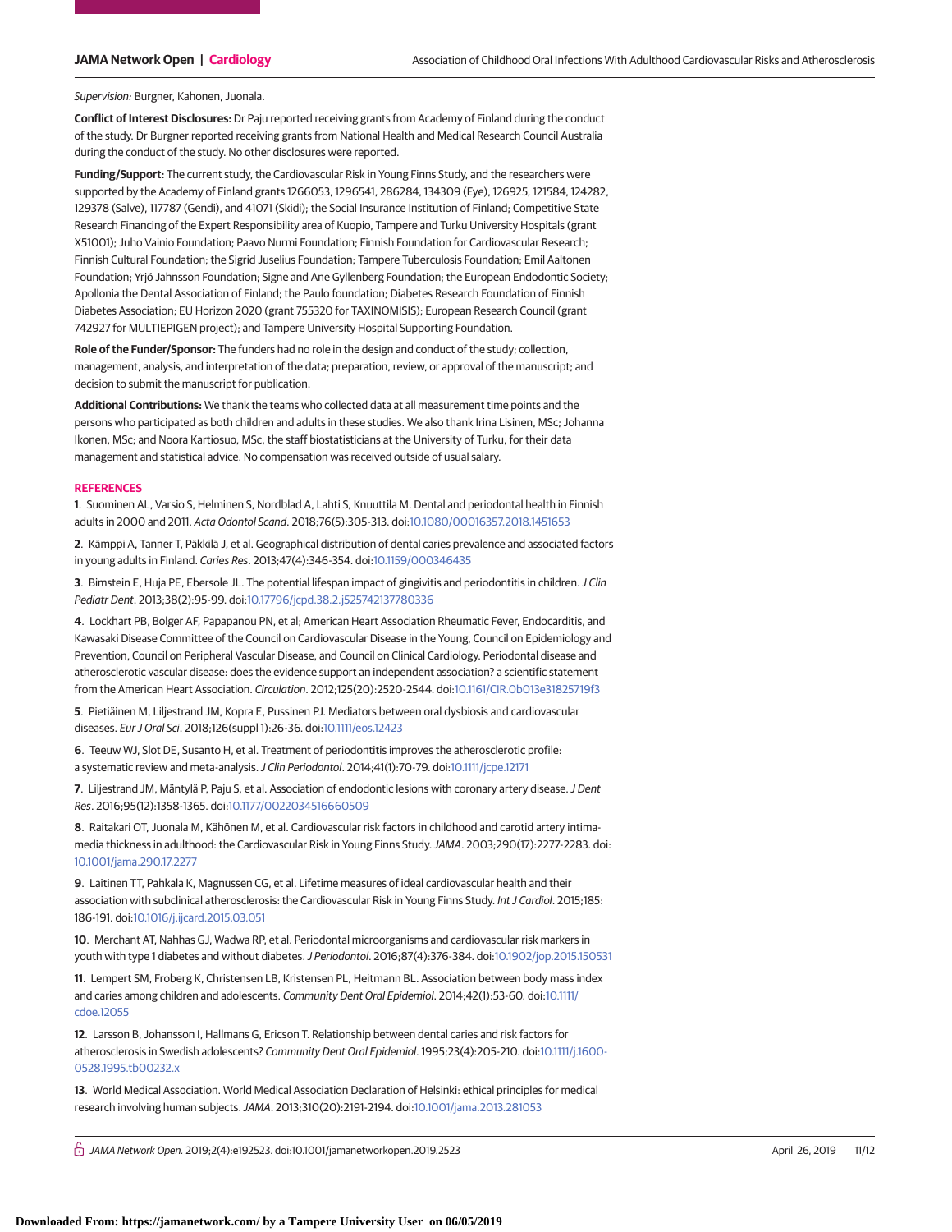*Supervision:* Burgner, Kahonen, Juonala.

**Conflict of Interest Disclosures:** Dr Paju reported receiving grants from Academy of Finland during the conduct of the study. Dr Burgner reported receiving grants from National Health and Medical Research Council Australia during the conduct of the study. No other disclosures were reported.

**Funding/Support:** The current study, the Cardiovascular Risk in Young Finns Study, and the researchers were supported by the Academy of Finland grants 1266053, 1296541, 286284, 134309 (Eye), 126925, 121584, 124282, 129378 (Salve), 117787 (Gendi), and 41071 (Skidi); the Social Insurance Institution of Finland; Competitive State Research Financing of the Expert Responsibility area of Kuopio, Tampere and Turku University Hospitals (grant X51001); Juho Vainio Foundation; Paavo Nurmi Foundation; Finnish Foundation for Cardiovascular Research; Finnish Cultural Foundation; the Sigrid Juselius Foundation; Tampere Tuberculosis Foundation; Emil Aaltonen Foundation; Yrjö Jahnsson Foundation; Signe and Ane Gyllenberg Foundation; the European Endodontic Society; Apollonia the Dental Association of Finland; the Paulo foundation; Diabetes Research Foundation of Finnish Diabetes Association; EU Horizon 2020 (grant 755320 for TAXINOMISIS); European Research Council (grant 742927 for MULTIEPIGEN project); and Tampere University Hospital Supporting Foundation.

**Role of the Funder/Sponsor:** The funders had no role in the design and conduct of the study; collection, management, analysis, and interpretation of the data; preparation, review, or approval of the manuscript; and decision to submit the manuscript for publication.

**Additional Contributions:** We thank the teams who collected data at all measurement time points and the persons who participated as both children and adults in these studies. We also thank Irina Lisinen, MSc; Johanna Ikonen, MSc; and Noora Kartiosuo, MSc, the staff biostatisticians at the University of Turku, for their data management and statistical advice. No compensation was received outside of usual salary.

## REFERENCES

**1**. Suominen AL, Varsio S, Helminen S, Nordblad A, Lahti S, Knuuttila M. Dental and periodontal health in Finnish adults in 2000 and 2011. *Acta Odontol Scand*. 2018;76(5):305-313. doi:10.1080/00016357.2018.1451653

**2**. Kämppi A, Tanner T, Päkkilä J, et al. Geographical distribution of dental caries prevalence and associated factors in young adults in Finland. *Caries Res*. 2013;47(4):346-354. doi:10.1159/000346435

**3**. Bimstein E, Huja PE, Ebersole JL. The potential lifespan impact of gingivitis and periodontitis in children. *J Clin Pediatr Dent*. 2013;38(2):95-99. doi:10.17796/jcpd.38.2.j525742137780336

**4**. Lockhart PB, Bolger AF, Papapanou PN, et al; American Heart Association Rheumatic Fever, Endocarditis, and Kawasaki Disease Committee of the Council on Cardiovascular Disease in the Young, Council on Epidemiology and Prevention, Council on Peripheral Vascular Disease, and Council on Clinical Cardiology. Periodontal disease and atherosclerotic vascular disease: does the evidence support an independent association? a scientific statement from the American Heart Association. *Circulation*. 2012;125(20):2520-2544. doi:10.1161/CIR.0b013e31825719f3

**5**. Pietiäinen M, Liljestrand JM, Kopra E, Pussinen PJ. Mediators between oral dysbiosis and cardiovascular diseases. *Eur J Oral Sci*. 2018;126(suppl 1):26-36. doi:10.1111/eos.12423

**6**. Teeuw WJ, Slot DE, Susanto H, et al. Treatment of periodontitis improves the atherosclerotic profile: a systematic review and meta-analysis. *J Clin Periodontol*. 2014;41(1):70-79. doi:10.1111/jcpe.12171

**7**. Liljestrand JM, Mäntylä P, Paju S, et al. Association of endodontic lesions with coronary artery disease. *J Dent Res*. 2016;95(12):1358-1365. doi:10.1177/0022034516660509

**8**. Raitakari OT, Juonala M, Kähönen M, et al. Cardiovascular risk factors in childhood and carotid artery intima-media thickness in adulthood: the Cardiovascular Risk in Young Finns Study. *JAMA*. 2003;290(17):2277-2283. doi:10.1001/jama.290.17.2277

**9**. Laitinen TT, Pahkala K, Magnussen CG, et al. Lifetime measures of ideal cardiovascular health and their association with subclinical atherosclerosis: the Cardiovascular Risk in Young Finns Study. *Int J Cardiol*. 2015;185:186-191. doi:10.1016/j.ijcard.2015.03.051

**10**. Merchant AT, Nahhas GJ, Wadwa RP, et al. Periodontal microorganisms and cardiovascular risk markers in youth with type 1 diabetes and without diabetes. *J Periodontol*. 2016;87(4):376-384. doi:10.1902/jop.2015.150531

**11**. Lempert SM, Froberg K, Christensen LB, Kristensen PL, Heitmann BL. Association between body mass index and caries among children and adolescents. *Community Dent Oral Epidemiol*. 2014;42(1):53-60. doi:10.1111/cdoe.12055

**12**. Larsson B, Johansson I, Hallmans G, Ericson T. Relationship between dental caries and risk factors for atherosclerosis in Swedish adolescents? *Community Dent Oral Epidemiol*. 1995;23(4):205-210. doi:10.1111/j.1600-0528.1995.tb00232.x

**13**. World Medical Association. World Medical Association Declaration of Helsinki: ethical principles for medical research involving human subjects. *JAMA*. 2013;310(20):2191-2194. doi:10.1001/jama.2013.281053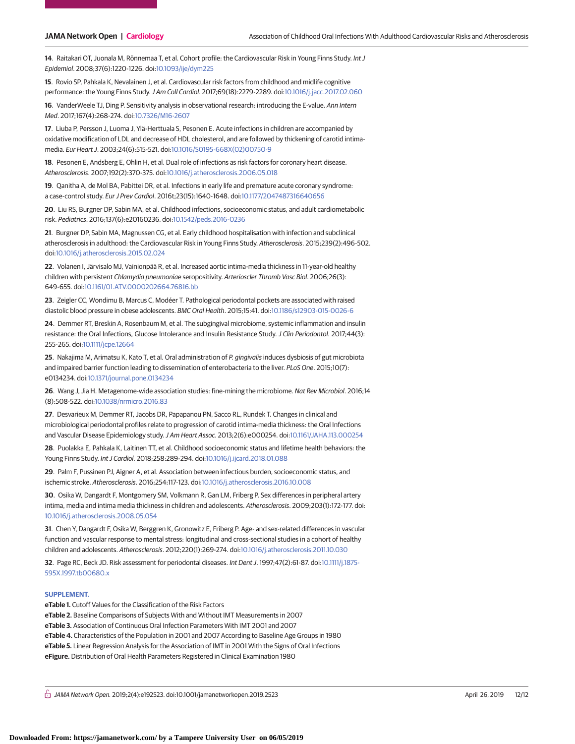14. Raitakari OT, Juonala M, Rönnemaa T, et al. Cohort profile: the Cardiovascular Risk in Young Finns Study. *Int J Epidemiol*. 2008;37(6):1220-1226. doi:10.1093/ije/dym225

15. Rovio SP, Pahkala K, Nevalainen J, et al. Cardiovascular risk factors from childhood and midlife cognitive performance: the Young Finns Study. *J Am Coll Cardiol*. 2017;69(18):2279-2289. doi:10.1016/j.jacc.2017.02.060

16. VanderWeele TJ, Ding P. Sensitivity analysis in observational research: introducing the E-value. *Ann Intern Med*. 2017;167(4):268-274. doi:10.7326/M16-2607

17. Liuba P, Persson J, Luoma J, Ylä-Herttuala S, Pesonen E. Acute infections in children are accompanied by oxidative modification of LDL and decrease of HDL cholesterol, and are followed by thickening of carotid intima-media. *Eur Heart J*. 2003;24(6):515-521. doi:10.1016/S0195-668X(02)00750-9

18. Pesonen E, Andsberg E, Ohlin H, et al. Dual role of infections as risk factors for coronary heart disease. *Atherosclerosis*. 2007;192(2):370-375. doi:10.1016/j.atherosclerosis.2006.05.018

19. Qanitha A, de Mol BA, Pabittei DR, et al. Infections in early life and premature acute coronary syndrome: a case-control study. *Eur J Prev Cardiol*. 2016t;23(15):1640-1648. doi:10.1177/2047487316640656

20. Liu RS, Burgner DP, Sabin MA, et al. Childhood infections, socioeconomic status, and adult cardiometabolic risk. *Pediatrics*. 2016;137(6):e20160236. doi:10.1542/peds.2016-0236

21. Burgner DP, Sabin MA, Magnussen CG, et al. Early childhood hospitalisation with infection and subclinical atherosclerosis in adulthood: the Cardiovascular Risk in Young Finns Study. *Atherosclerosis*. 2015;239(2):496-502. doi:10.1016/j.atherosclerosis.2015.02.024

22. Volanen I, Järvisalo MJ, Vainionpää R, et al. Increased aortic intima-media thickness in 11-year-old healthy children with persistent *Chlamydia pneumoniae* seropositivity. *Arterioscler Thromb Vasc Biol*. 2006;26(3):649-655. doi:10.1161/01.ATV.0000202664.76816.bb

23. Zeigler CC, Wondimu B, Marcus C, Modéer T. Pathological periodontal pockets are associated with raised diastolic blood pressure in obese adolescents. *BMC Oral Health*. 2015;15:41. doi:10.1186/s12903-015-0026-6

24. Demmer RT, Breskin A, Rosenbaum M, et al. The subgingival microbiome, systemic inflammation and insulin resistance: the Oral Infections, Glucose Intolerance and Insulin Resistance Study. *J Clin Periodontol*. 2017;44(3):255-265. doi:10.1111/jcpe.12664

25. Nakajima M, Arimatsu K, Kato T, et al. Oral administration of *P. gingivalis* induces dysbiosis of gut microbiota and impaired barrier function leading to dissemination of enterobacteria to the liver. *PLoS One*. 2015;10(7):e0134234. doi:10.1371/journal.pone.0134234

26. Wang J, Jia H. Metagenome-wide association studies: fine-mining the microbiome. *Nat Rev Microbiol*. 2016;14(8):508-522. doi:10.1038/nrmicro.2016.83

27. Desvarieux M, Demmer RT, Jacobs DR, Papapanou PN, Sacco RL, Rundek T. Changes in clinical and microbiological periodontal profiles relate to progression of carotid intima-media thickness: the Oral Infections and Vascular Disease Epidemiology study. *J Am Heart Assoc*. 2013;2(6):e000254. doi:10.1161/JAHA.113.000254

28. Puolakka E, Pahkala K, Laitinen TT, et al. Childhood socioeconomic status and lifetime health behaviors: the Young Finns Study. *Int J Cardiol*. 2018;258:289-294. doi:10.1016/j.ijcard.2018.01.088

29. Palm F, Pussinen PJ, Aigner A, et al. Association between infectious burden, socioeconomic status, and ischemic stroke. *Atherosclerosis*. 2016;254:117-123. doi:10.1016/j.atherosclerosis.2016.10.008

30. Osika W, Dangardt F, Montgomery SM, Volkmann R, Gan LM, Friberg P. Sex differences in peripheral artery intima, media and intima media thickness in children and adolescents. *Atherosclerosis*. 2009;203(1):172-177. doi:10.1016/j.atherosclerosis.2008.05.054

31. Chen Y, Dangardt F, Osika W, Berggren K, Gronowitz E, Friberg P. Age- and sex-related differences in vascular function and vascular response to mental stress: longitudinal and cross-sectional studies in a cohort of healthy children and adolescents. *Atherosclerosis*. 2012;220(1):269-274. doi:10.1016/j.atherosclerosis.2011.10.030

32. Page RC, Beck JD. Risk assessment for periodontal diseases. *Int Dent J*. 1997;47(2):61-87. doi:10.1111/j.1875-595X.1997.tb00680.x

**SUPPLEMENT.**

**eTable 1.** Cutoff Values for the Classification of the Risk Factors
**eTable 2.** Baseline Comparisons of Subjects With and Without IMT Measurements in 2007
**eTable 3.** Association of Continuous Oral Infection Parameters With IMT 2001 and 2007
**eTable 4.** Characteristics of the Population in 2001 and 2007 According to Baseline Age Groups in 1980
**eTable 5.** Linear Regression Analysis for the Association of IMT in 2001 With the Signs of Oral Infections
**eFigure.** Distribution of Oral Health Parameters Registered in Clinical Examination 1980